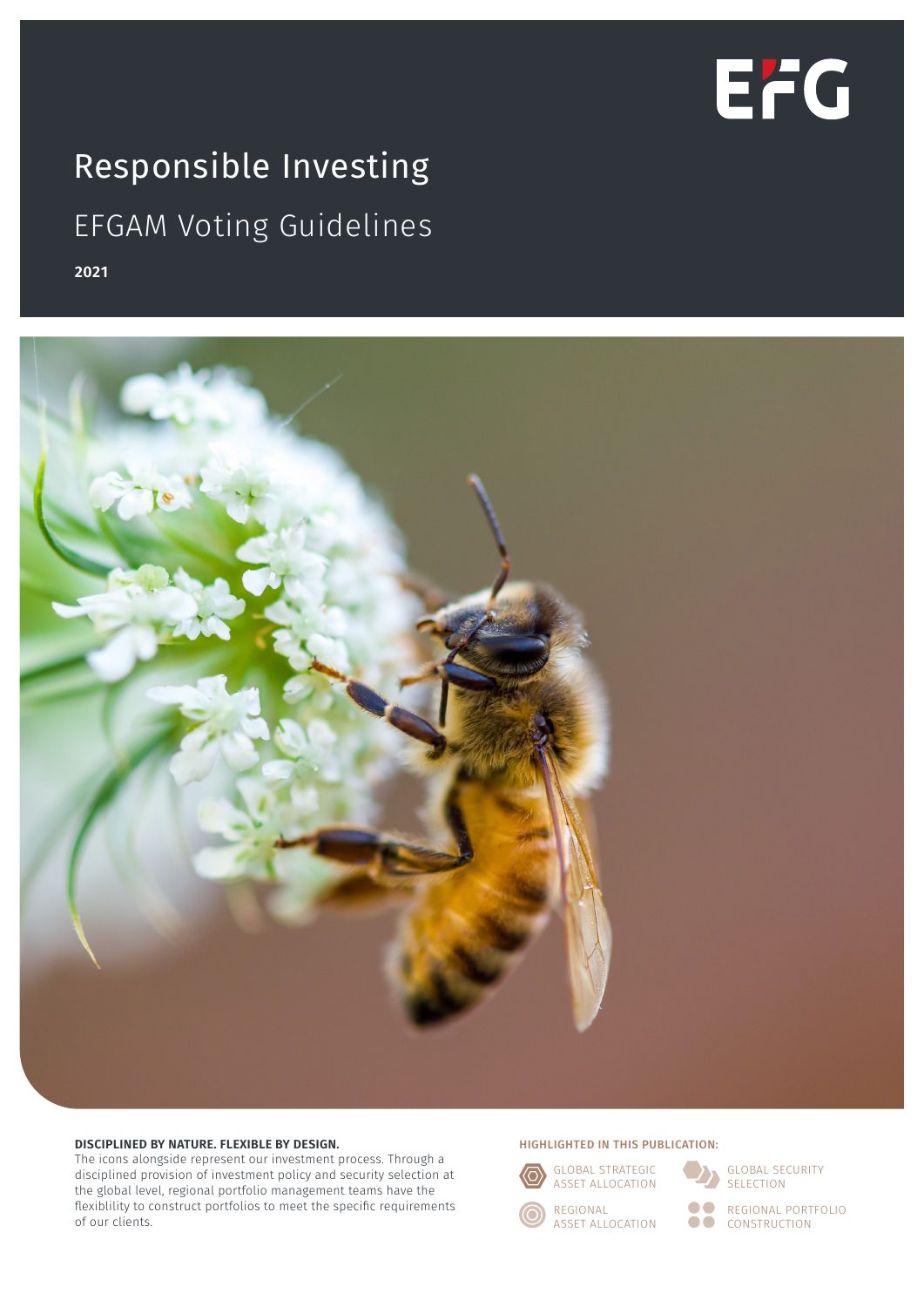# Responsible Investing

## EFGAM Voting Guidelines

**2021**

**DISCIPLINED BY NATURE. FLEXIBLE BY DESIGN.**

The icons alongside represent our investment process. Through a disciplined provision of investment policy and security selection at the global level, regional portfolio management teams have the flexiblity to construct portfolios to meet the specific requirements of our clients.

**HIGHLIGHTED IN THIS PUBLICATION:**

- GLOBAL STRATEGIC ASSET ALLOCATION
- GLOBAL SECURITY SELECTION
- REGIONAL ASSET ALLOCATION
- REGIONAL PORTFOLIO CONSTRUCTION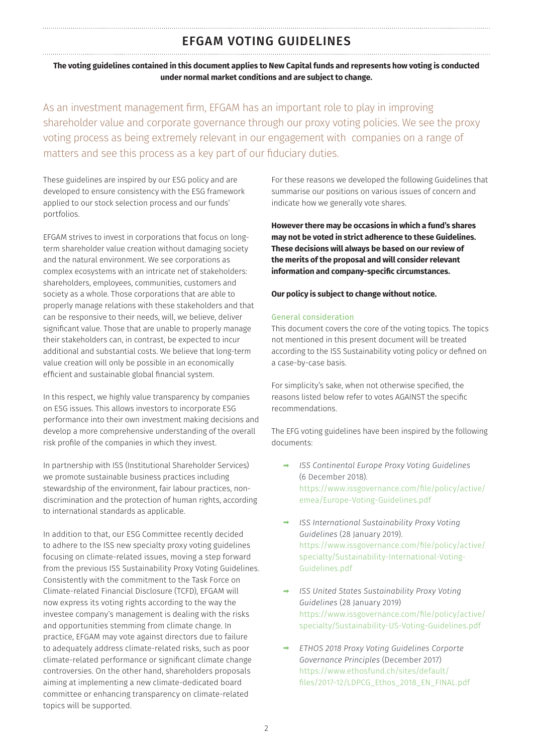# EFGAM VOTING GUIDELINES

**The voting guidelines contained in this document applies to New Capital funds and represents how voting is conducted under normal market conditions and are subject to change.**

As an investment management firm, EFGAM has an important role to play in improving shareholder value and corporate governance through our proxy voting policies. We see the proxy voting process as being extremely relevant in our engagement with companies on a range of matters and see this process as a key part of our fiduciary duties.

These guidelines are inspired by our ESG policy and are developed to ensure consistency with the ESG framework applied to our stock selection process and our funds' portfolios.

EFGAM strives to invest in corporations that focus on long-term shareholder value creation without damaging society and the natural environment. We see corporations as complex ecosystems with an intricate net of stakeholders: shareholders, employees, communities, customers and society as a whole. Those corporations that are able to properly manage relations with these stakeholders and that can be responsive to their needs, will, we believe, deliver significant value. Those that are unable to properly manage their stakeholders can, in contrast, be expected to incur additional and substantial costs. We believe that long-term value creation will only be possible in an economically efficient and sustainable global financial system.

In this respect, we highly value transparency by companies on ESG issues. This allows investors to incorporate ESG performance into their own investment making decisions and develop a more comprehensive understanding of the overall risk profile of the companies in which they invest.

In partnership with ISS (Institutional Shareholder Services) we promote sustainable business practices including stewardship of the environment, fair labour practices, non-discrimination and the protection of human rights, according to international standards as applicable.

In addition to that, our ESG Committee recently decided to adhere to the ISS new specialty proxy voting guidelines focusing on climate-related issues, moving a step forward from the previous ISS Sustainability Proxy Voting Guidelines. Consistently with the commitment to the Task Force on Climate-related Financial Disclosure (TCFD), EFGAM will now express its voting rights according to the way the investee company's management is dealing with the risks and opportunities stemming from climate change. In practice, EFGAM may vote against directors due to failure to adequately address climate-related risks, such as poor climate-related performance or significant climate change controversies. On the other hand, shareholders proposals aiming at implementing a new climate-dedicated board committee or enhancing transparency on climate-related topics will be supported.

For these reasons we developed the following Guidelines that summarise our positions on various issues of concern and indicate how we generally vote shares.

**However there may be occasions in which a fund's shares may not be voted in strict adherence to these Guidelines. These decisions will always be based on our review of the merits of the proposal and will consider relevant information and company-specific circumstances.**

**Our policy is subject to change without notice.**

### General consideration

This document covers the core of the voting topics. The topics not mentioned in this present document will be treated according to the ISS Sustainability voting policy or defined on a case-by-case basis.

For simplicity's sake, when not otherwise specified, the reasons listed below refer to votes AGAINST the specific recommendations.

The EFG voting guidelines have been inspired by the following documents:

- *ISS Continental Europe Proxy Voting Guidelines* (6 December 2018). https://www.issgovernance.com/file/policy/active/emea/Europe-Voting-Guidelines.pdf
- *ISS International Sustainability Proxy Voting Guidelines* (28 January 2019). https://www.issgovernance.com/file/policy/active/specialty/Sustainability-International-Voting-Guidelines.pdf
- *ISS United States Sustainability Proxy Voting Guidelines* (28 January 2019) https://www.issgovernance.com/file/policy/active/specialty/Sustainability-US-Voting-Guidelines.pdf
- *ETHOS 2018 Proxy Voting Guidelines Corporte Governance Principles* (December 2017) https://www.ethosfund.ch/sites/default/files/2017-12/LDPCG_Ethos_2018_EN_FINAL.pdf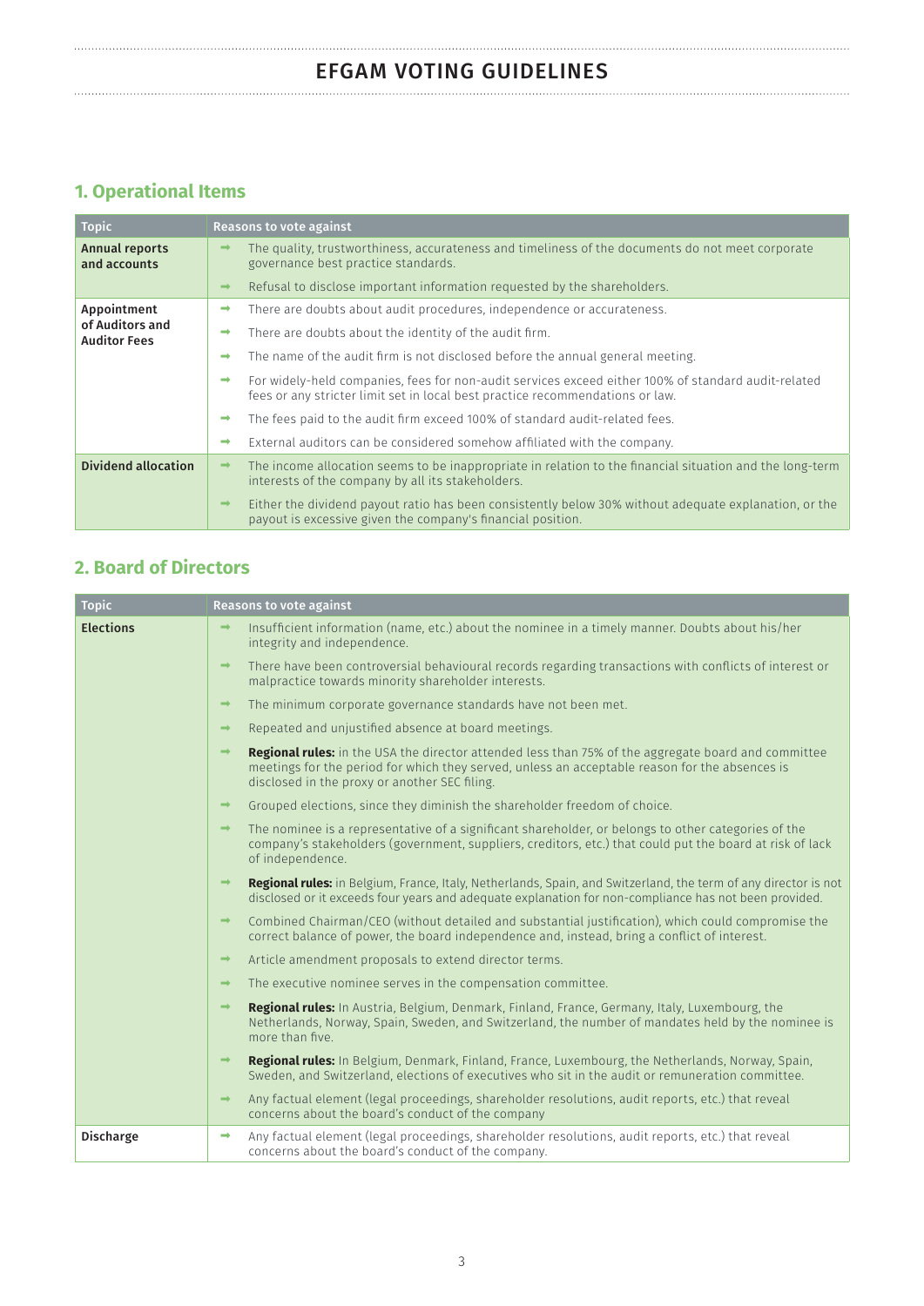# EFGAM VOTING GUIDELINES

## 1. Operational Items

| Topic | Reasons to vote against |
| --- | --- |
| **Annual reports and accounts** | ➡ The quality, trustworthiness, accurateness and timeliness of the documents do not meet corporate governance best practice standards.<br>➡ Refusal to disclose important information requested by the shareholders. |
| **Appointment of Auditors and Auditor Fees** | ➡ There are doubts about audit procedures, independence or accurateness.<br>➡ There are doubts about the identity of the audit firm.<br>➡ The name of the audit firm is not disclosed before the annual general meeting.<br>➡ For widely-held companies, fees for non-audit services exceed either 100% of standard audit-related fees or any stricter limit set in local best practice recommendations or law.<br>➡ The fees paid to the audit firm exceed 100% of standard audit-related fees.<br>➡ External auditors can be considered somehow affiliated with the company. |
| **Dividend allocation** | ➡ The income allocation seems to be inappropriate in relation to the financial situation and the long-term interests of the company by all its stakeholders.<br>➡ Either the dividend payout ratio has been consistently below 30% without adequate explanation, or the payout is excessive given the company's financial position. |

## 2. Board of Directors

| Topic | Reasons to vote against |
| --- | --- |
| **Elections** | ➡ Insufficient information (name, etc.) about the nominee in a timely manner. Doubts about his/her integrity and independence.<br>➡ There have been controversial behavioural records regarding transactions with conflicts of interest or malpractice towards minority shareholder interests.<br>➡ The minimum corporate governance standards have not been met.<br>➡ Repeated and unjustified absence at board meetings.<br>➡ **Regional rules:** in the USA the director attended less than 75% of the aggregate board and committee meetings for the period for which they served, unless an acceptable reason for the absences is disclosed in the proxy or another SEC filing.<br>➡ Grouped elections, since they diminish the shareholder freedom of choice.<br>➡ The nominee is a representative of a significant shareholder, or belongs to other categories of the company's stakeholders (government, suppliers, creditors, etc.) that could put the board at risk of lack of independence.<br>➡ **Regional rules:** in Belgium, France, Italy, Netherlands, Spain, and Switzerland, the term of any director is not disclosed or it exceeds four years and adequate explanation for non-compliance has not been provided.<br>➡ Combined Chairman/CEO (without detailed and substantial justification), which could compromise the correct balance of power, the board independence and, instead, bring a conflict of interest.<br>➡ Article amendment proposals to extend director terms.<br>➡ The executive nominee serves in the compensation committee.<br>➡ **Regional rules:** In Austria, Belgium, Denmark, Finland, France, Germany, Italy, Luxembourg, the Netherlands, Norway, Spain, Sweden, and Switzerland, the number of mandates held by the nominee is more than five.<br>➡ **Regional rules:** In Belgium, Denmark, Finland, France, Luxembourg, the Netherlands, Norway, Spain, Sweden, and Switzerland, elections of executives who sit in the audit or remuneration committee.<br>➡ Any factual element (legal proceedings, shareholder resolutions, audit reports, etc.) that reveal concerns about the board's conduct of the company |
| **Discharge** | ➡ Any factual element (legal proceedings, shareholder resolutions, audit reports, etc.) that reveal concerns about the board's conduct of the company. |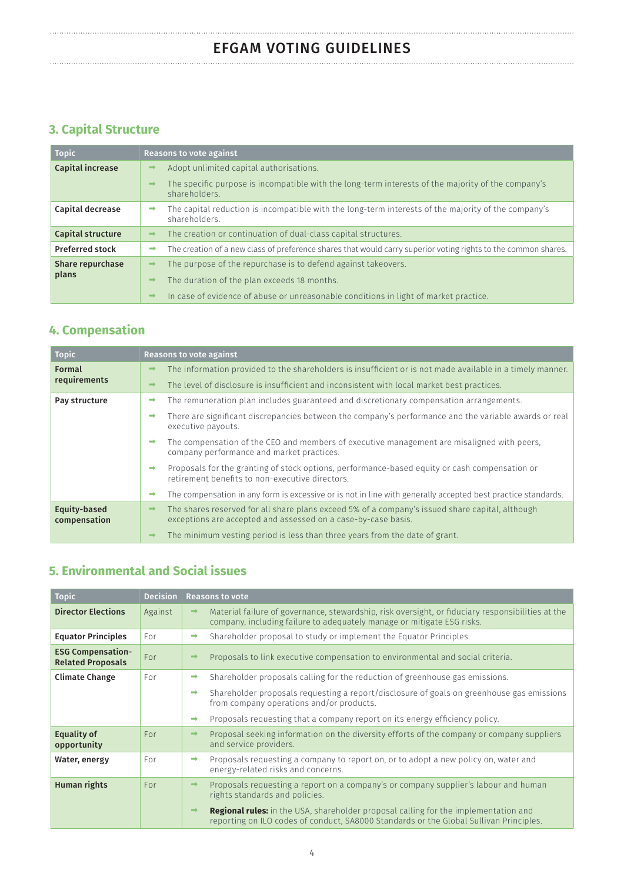## 3. Capital Structure

| Topic | Reasons to vote against |
|---|---|
| **Capital increase** | ➡ Adopt unlimited capital authorisations. |
| | ➡ The specific purpose is incompatible with the long-term interests of the majority of the company's shareholders. |
| **Capital decrease** | ➡ The capital reduction is incompatible with the long-term interests of the majority of the company's shareholders. |
| **Capital structure** | ➡ The creation or continuation of dual-class capital structures. |
| **Preferred stock** | ➡ The creation of a new class of preference shares that would carry superior voting rights to the common shares. |
| **Share repurchase plans** | ➡ The purpose of the repurchase is to defend against takeovers. |
| | ➡ The duration of the plan exceeds 18 months. |
| | ➡ In case of evidence of abuse or unreasonable conditions in light of market practice. |

## 4. Compensation

| Topic | Reasons to vote against |
|---|---|
| **Formal requirements** | ➡ The information provided to the shareholders is insufficient or is not made available in a timely manner. |
| | ➡ The level of disclosure is insufficient and inconsistent with local market best practices. |
| **Pay structure** | ➡ The remuneration plan includes guaranteed and discretionary compensation arrangements. |
| | ➡ There are significant discrepancies between the company's performance and the variable awards or real executive payouts. |
| | ➡ The compensation of the CEO and members of executive management are misaligned with peers, company performance and market practices. |
| | ➡ Proposals for the granting of stock options, performance-based equity or cash compensation or retirement benefits to non-executive directors. |
| | ➡ The compensation in any form is excessive or is not in line with generally accepted best practice standards. |
| **Equity-based compensation** | ➡ The shares reserved for all share plans exceed 5% of a company's issued share capital, although exceptions are accepted and assessed on a case-by-case basis. |
| | ➡ The minimum vesting period is less than three years from the date of grant. |

## 5. Environmental and Social issues

| Topic | Decision | Reasons to vote |
|---|---|---|
| **Director Elections** | Against | ➡ Material failure of governance, stewardship, risk oversight, or fiduciary responsibilities at the company, including failure to adequately manage or mitigate ESG risks. |
| **Equator Principles** | For | ➡ Shareholder proposal to study or implement the Equator Principles. |
| **ESG Compensation-Related Proposals** | For | ➡ Proposals to link executive compensation to environmental and social criteria. |
| **Climate Change** | For | ➡ Shareholder proposals calling for the reduction of greenhouse gas emissions. |
| | | ➡ Shareholder proposals requesting a report/disclosure of goals on greenhouse gas emissions from company operations and/or products. |
| | | ➡ Proposals requesting that a company report on its energy efficiency policy. |
| **Equality of opportunity** | For | ➡ Proposal seeking information on the diversity efforts of the company or company suppliers and service providers. |
| **Water, energy** | For | ➡ Proposals requesting a company to report on, or to adopt a new policy on, water and energy-related risks and concerns. |
| **Human rights** | For | ➡ Proposals requesting a report on a company's or company supplier's labour and human rights standards and policies. |
| | | ➡ **Regional rules:** in the USA, shareholder proposal calling for the implementation and reporting on ILO codes of conduct, SA8000 Standards or the Global Sullivan Principles. |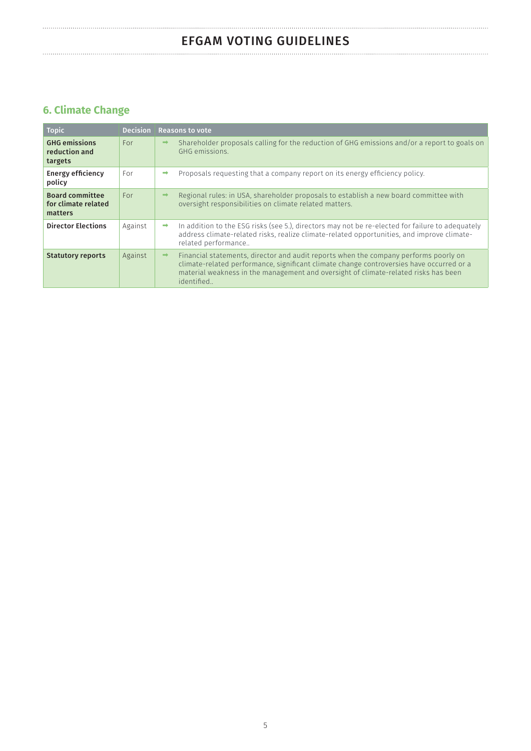## 6. Climate Change

| Topic | Decision | Reasons to vote |
|---|---|---|
| **GHG emissions reduction and targets** | For | ➡ Shareholder proposals calling for the reduction of GHG emissions and/or a report to goals on GHG emissions. |
| **Energy efficiency policy** | For | ➡ Proposals requesting that a company report on its energy efficiency policy. |
| **Board committee for climate related matters** | For | ➡ Regional rules: in USA, shareholder proposals to establish a new board committee with oversight responsibilities on climate related matters. |
| **Director Elections** | Against | ➡ In addition to the ESG risks (see 5.), directors may not be re-elected for failure to adequately address climate-related risks, realize climate-related opportunities, and improve climate-related performance.. |
| **Statutory reports** | Against | ➡ Financial statements, director and audit reports when the company performs poorly on climate-related performance, significant climate change controversies have occurred or a material weakness in the management and oversight of climate-related risks has been identified.. |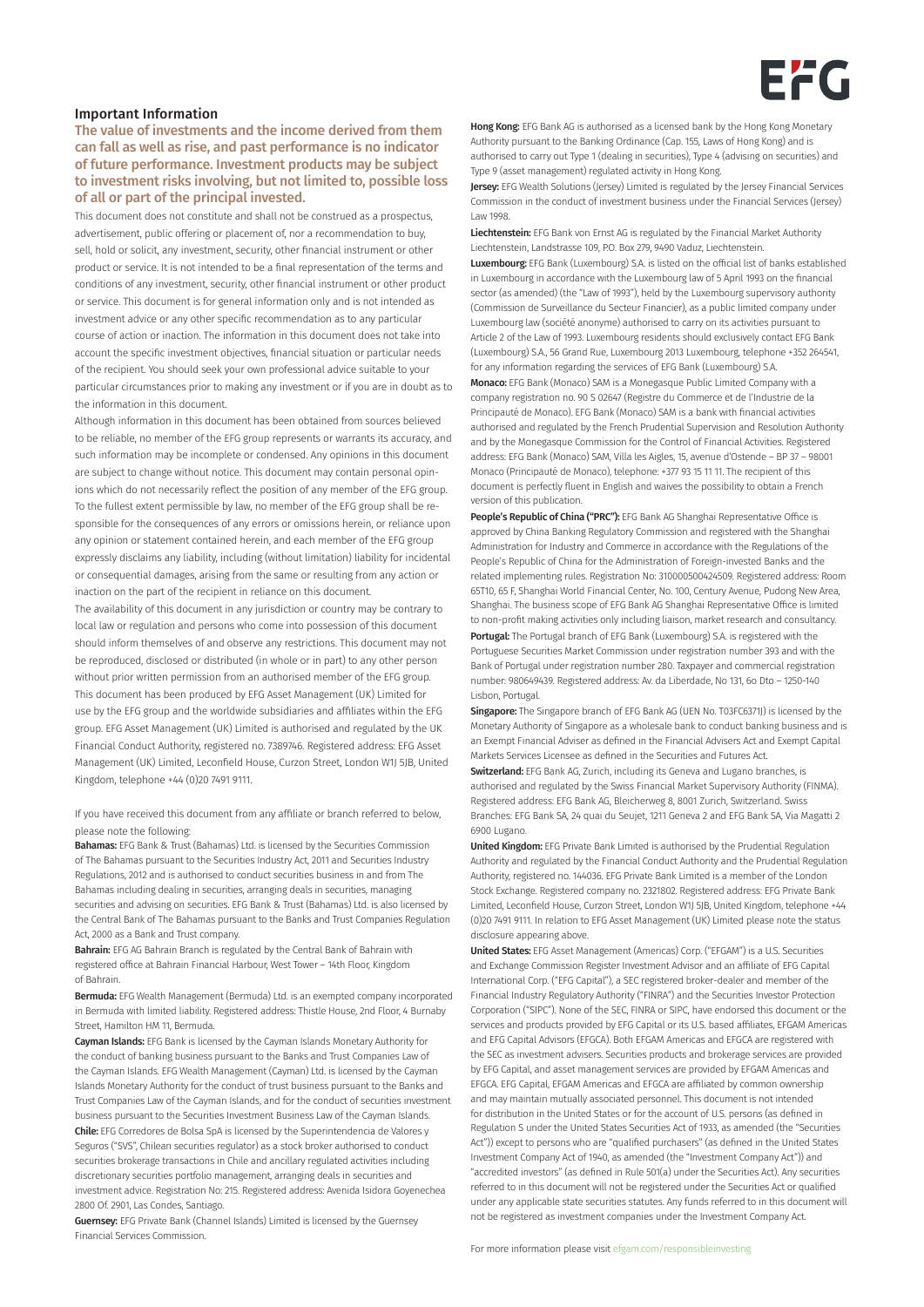## Important Information

**The value of investments and the income derived from them can fall as well as rise, and past performance is no indicator of future performance. Investment products may be subject to investment risks involving, but not limited to, possible loss of all or part of the principal invested.**

This document does not constitute and shall not be construed as a prospectus, advertisement, public offering or placement of, nor a recommendation to buy, sell, hold or solicit, any investment, security, other financial instrument or other product or service. It is not intended to be a final representation of the terms and conditions of any investment, security, other financial instrument or other product or service. This document is for general information only and is not intended as investment advice or any other specific recommendation as to any particular course of action or inaction. The information in this document does not take into account the specific investment objectives, financial situation or particular needs of the recipient. You should seek your own professional advice suitable to your particular circumstances prior to making any investment or if you are in doubt as to the information in this document.

Although information in this document has been obtained from sources believed to be reliable, no member of the EFG group represents or warrants its accuracy, and such information may be incomplete or condensed. Any opinions in this document are subject to change without notice. This document may contain personal opinions which do not necessarily reflect the position of any member of the EFG group. To the fullest extent permissible by law, no member of the EFG group shall be responsible for the consequences of any errors or omissions herein, or reliance upon any opinion or statement contained herein, and each member of the EFG group expressly disclaims any liability, including (without limitation) liability for incidental or consequential damages, arising from the same or resulting from any action or inaction on the part of the recipient in reliance on this document.

The availability of this document in any jurisdiction or country may be contrary to local law or regulation and persons who come into possession of this document should inform themselves of and observe any restrictions. This document may not be reproduced, disclosed or distributed (in whole or in part) to any other person without prior written permission from an authorised member of the EFG group.

This document has been produced by EFG Asset Management (UK) Limited for use by the EFG group and the worldwide subsidiaries and affiliates within the EFG group. EFG Asset Management (UK) Limited is authorised and regulated by the UK Financial Conduct Authority, registered no. 7389746. Registered address: EFG Asset Management (UK) Limited, Leconfield House, Curzon Street, London W1J 5JB, United Kingdom, telephone +44 (0)20 7491 9111.

If you have received this document from any affiliate or branch referred to below, please note the following:

**Bahamas:** EFG Bank & Trust (Bahamas) Ltd. is licensed by the Securities Commission of The Bahamas pursuant to the Securities Industry Act, 2011 and Securities Industry Regulations, 2012 and is authorised to conduct securities business in and from The Bahamas including dealing in securities, arranging deals in securities, managing securities and advising on securities. EFG Bank & Trust (Bahamas) Ltd. is also licensed by the Central Bank of The Bahamas pursuant to the Banks and Trust Companies Regulation Act, 2000 as a Bank and Trust company.

**Bahrain:** EFG AG Bahrain Branch is regulated by the Central Bank of Bahrain with registered office at Bahrain Financial Harbour, West Tower – 14th Floor, Kingdom of Bahrain.

**Bermuda:** EFG Wealth Management (Bermuda) Ltd. is an exempted company incorporated in Bermuda with limited liability. Registered address: Thistle House, 2nd Floor, 4 Burnaby Street, Hamilton HM 11, Bermuda.

**Cayman Islands:** EFG Bank is licensed by the Cayman Islands Monetary Authority for the conduct of banking business pursuant to the Banks and Trust Companies Law of the Cayman Islands. EFG Wealth Management (Cayman) Ltd. is licensed by the Cayman Islands Monetary Authority for the conduct of trust business pursuant to the Banks and Trust Companies Law of the Cayman Islands, and for the conduct of securities investment business pursuant to the Securities Investment Business Law of the Cayman Islands.

**Chile:** EFG Corredores de Bolsa SpA is licensed by the Superintendencia de Valores y Seguros ("SVS", Chilean securities regulator) as a stock broker authorised to conduct securities brokerage transactions in Chile and ancillary regulated activities including discretionary securities portfolio management, arranging deals in securities and investment advice. Registration No: 215. Registered address: Avenida Isidora Goyenechea 2800 Of. 2901, Las Condes, Santiago.

**Guernsey:** EFG Private Bank (Channel Islands) Limited is licensed by the Guernsey Financial Services Commission.

**Hong Kong:** EFG Bank AG is authorised as a licensed bank by the Hong Kong Monetary Authority pursuant to the Banking Ordinance (Cap. 155, Laws of Hong Kong) and is authorised to carry out Type 1 (dealing in securities), Type 4 (advising on securities) and Type 9 (asset management) regulated activity in Hong Kong.

**Jersey:** EFG Wealth Solutions (Jersey) Limited is regulated by the Jersey Financial Services Commission in the conduct of investment business under the Financial Services (Jersey) Law 1998.

**Liechtenstein:** EFG Bank von Ernst AG is regulated by the Financial Market Authority Liechtenstein, Landstrasse 109, P.O. Box 279, 9490 Vaduz, Liechtenstein.

**Luxembourg:** EFG Bank (Luxembourg) S.A. is listed on the official list of banks established in Luxembourg in accordance with the Luxembourg law of 5 April 1993 on the financial sector (as amended) (the "Law of 1993"), held by the Luxembourg supervisory authority (Commission de Surveillance du Secteur Financier), as a public limited company under Luxembourg law (société anonyme) authorised to carry on its activities pursuant to Article 2 of the Law of 1993. Luxembourg residents should exclusively contact EFG Bank (Luxembourg) S.A., 56 Grand Rue, Luxembourg 2013 Luxembourg, telephone +352 264541, for any information regarding the services of EFG Bank (Luxembourg) S.A.

**Monaco:** EFG Bank (Monaco) SAM is a Monegasque Public Limited Company with a company registration no. 90 S 02647 (Registre du Commerce et de l'Industrie de la Principauté de Monaco). EFG Bank (Monaco) SAM is a bank with financial activities authorised and regulated by the French Prudential Supervision and Resolution Authority and by the Monegasque Commission for the Control of Financial Activities. Registered address: EFG Bank (Monaco) SAM, Villa les Aigles, 15, avenue d'Ostende – BP 37 – 98001 Monaco (Principauté de Monaco), telephone: +377 93 15 11 11. The recipient of this document is perfectly fluent in English and waives the possibility to obtain a French version of this publication.

**People's Republic of China ("PRC"):** EFG Bank AG Shanghai Representative Office is approved by China Banking Regulatory Commission and registered with the Shanghai Administration for Industry and Commerce in accordance with the Regulations of the People's Republic of China for the Administration of Foreign-invested Banks and the related implementing rules. Registration No: 310000500424509. Registered address: Room 65T10, 65 F, Shanghai World Financial Center, No. 100, Century Avenue, Pudong New Area, Shanghai. The business scope of EFG Bank AG Shanghai Representative Office is limited to non-profit making activities only including liaison, market research and consultancy.

**Portugal:** The Portugal branch of EFG Bank (Luxembourg) S.A. is registered with the Portuguese Securities Market Commission under registration number 393 and with the Bank of Portugal under registration number 280. Taxpayer and commercial registration number: 980649439. Registered address: Av. da Liberdade, No 131, 6o Dto – 1250-140 Lisbon, Portugal.

**Singapore:** The Singapore branch of EFG Bank AG (UEN No. T03FC6371J) is licensed by the Monetary Authority of Singapore as a wholesale bank to conduct banking business and is an Exempt Financial Adviser as defined in the Financial Advisers Act and Exempt Capital Markets Services Licensee as defined in the Securities and Futures Act.

**Switzerland:** EFG Bank AG, Zurich, including its Geneva and Lugano branches, is authorised and regulated by the Swiss Financial Market Supervisory Authority (FINMA). Registered address: EFG Bank AG, Bleicherweg 8, 8001 Zurich, Switzerland. Swiss Branches: EFG Bank SA, 24 quai du Seujet, 1211 Geneva 2 and EFG Bank SA, Via Magatti 2 6900 Lugano.

**United Kingdom:** EFG Private Bank Limited is authorised by the Prudential Regulation Authority and regulated by the Financial Conduct Authority and the Prudential Regulation Authority, registered no. 144036. EFG Private Bank Limited is a member of the London Stock Exchange. Registered company no. 2321802. Registered address: EFG Private Bank Limited, Leconfield House, Curzon Street, London W1J 5JB, United Kingdom, telephone +44 (0)20 7491 9111. In relation to EFG Asset Management (UK) Limited please note the status disclosure appearing above.

**United States:** EFG Asset Management (Americas) Corp. ("EFGAM") is a U.S. Securities and Exchange Commission Register Investment Advisor and an affiliate of EFG Capital International Corp. ("EFG Capital"), a SEC registered broker-dealer and member of the Financial Industry Regulatory Authority ("FINRA") and the Securities Investor Protection Corporation ("SIPC"). None of the SEC, FINRA or SIPC, have endorsed this document or the services and products provided by EFG Capital or its U.S. based affiliates, EFGAM Americas and EFG Capital Advisors (EFGCA). Both EFGAM Americas and EFGCA are registered with the SEC as investment advisers. Securities products and brokerage services are provided by EFG Capital, and asset management services are provided by EFGAM Americas and EFGCA. EFG Capital, EFGAM Americas and EFGCA are affiliated by common ownership and may maintain mutually associated personnel. This document is not intended for distribution in the United States or for the account of U.S. persons (as defined in Regulation S under the United States Securities Act of 1933, as amended (the "Securities Act")) except to persons who are "qualified purchasers" (as defined in the United States Investment Company Act of 1940, as amended (the "Investment Company Act")) and "accredited investors" (as defined in Rule 501(a) under the Securities Act). Any securities referred to in this document will not be registered under the Securities Act or qualified under any applicable state securities statutes. Any funds referred to in this document will not be registered as investment companies under the Investment Company Act.

For more information please visit efgam.com/responsibleinvesting